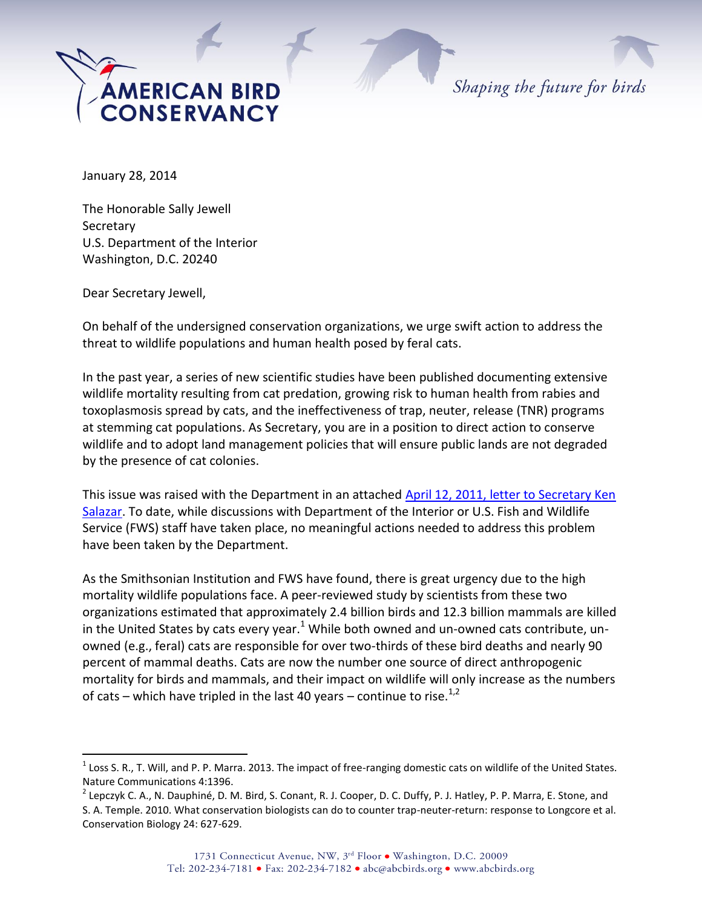January 28, 2014

The Honorable Sally Jewell
Secretary
U.S. Department of the Interior
Washington, D.C. 20240

Dear Secretary Jewell,

On behalf of the undersigned conservation organizations, we urge swift action to address the threat to wildlife populations and human health posed by feral cats.

In the past year, a series of new scientific studies have been published documenting extensive wildlife mortality resulting from cat predation, growing risk to human health from rabies and toxoplasmosis spread by cats, and the ineffectiveness of trap, neuter, release (TNR) programs at stemming cat populations. As Secretary, you are in a position to direct action to conserve wildlife and to adopt land management policies that will ensure public lands are not degraded by the presence of cat colonies.

This issue was raised with the Department in an attached April 12, 2011, letter to Secretary Ken Salazar. To date, while discussions with Department of the Interior or U.S. Fish and Wildlife Service (FWS) staff have taken place, no meaningful actions needed to address this problem have been taken by the Department.

As the Smithsonian Institution and FWS have found, there is great urgency due to the high mortality wildlife populations face. A peer-reviewed study by scientists from these two organizations estimated that approximately 2.4 billion birds and 12.3 billion mammals are killed in the United States by cats every year.[1] While both owned and un-owned cats contribute, un-owned (e.g., feral) cats are responsible for over two-thirds of these bird deaths and nearly 90 percent of mammal deaths. Cats are now the number one source of direct anthropogenic mortality for birds and mammals, and their impact on wildlife will only increase as the numbers of cats – which have tripled in the last 40 years – continue to rise.[1,2]

---

[1] Loss S. R., T. Will, and P. P. Marra. 2013. The impact of free-ranging domestic cats on wildlife of the United States. Nature Communications 4:1396.

[2] Lepczyk C. A., N. Dauphiné, D. M. Bird, S. Conant, R. J. Cooper, D. C. Duffy, P. J. Hatley, P. P. Marra, E. Stone, and S. A. Temple. 2010. What conservation biologists can do to counter trap-neuter-return: response to Longcore et al. Conservation Biology 24: 627-629.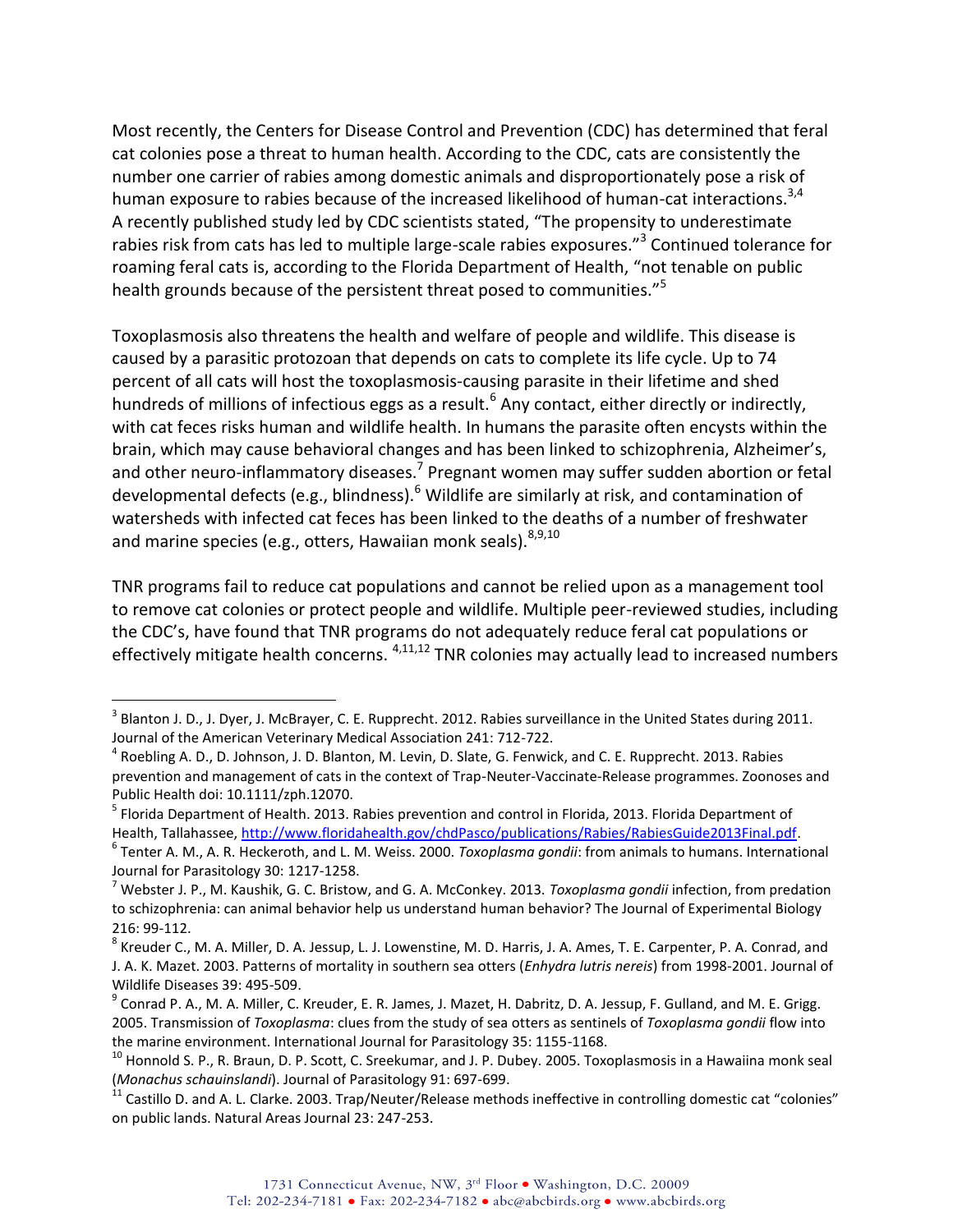Most recently, the Centers for Disease Control and Prevention (CDC) has determined that feral cat colonies pose a threat to human health. According to the CDC, cats are consistently the number one carrier of rabies among domestic animals and disproportionately pose a risk of human exposure to rabies because of the increased likelihood of human-cat interactions.[3,4] A recently published study led by CDC scientists stated, "The propensity to underestimate rabies risk from cats has led to multiple large-scale rabies exposures."[3] Continued tolerance for roaming feral cats is, according to the Florida Department of Health, "not tenable on public health grounds because of the persistent threat posed to communities."[5]

Toxoplasmosis also threatens the health and welfare of people and wildlife. This disease is caused by a parasitic protozoan that depends on cats to complete its life cycle. Up to 74 percent of all cats will host the toxoplasmosis-causing parasite in their lifetime and shed hundreds of millions of infectious eggs as a result.[6] Any contact, either directly or indirectly, with cat feces risks human and wildlife health. In humans the parasite often encysts within the brain, which may cause behavioral changes and has been linked to schizophrenia, Alzheimer's, and other neuro-inflammatory diseases.[7] Pregnant women may suffer sudden abortion or fetal developmental defects (e.g., blindness).[6] Wildlife are similarly at risk, and contamination of watersheds with infected cat feces has been linked to the deaths of a number of freshwater and marine species (e.g., otters, Hawaiian monk seals).[8,9,10]

TNR programs fail to reduce cat populations and cannot be relied upon as a management tool to remove cat colonies or protect people and wildlife. Multiple peer-reviewed studies, including the CDC's, have found that TNR programs do not adequately reduce feral cat populations or effectively mitigate health concerns. [4,11,12] TNR colonies may actually lead to increased numbers

---

[3] Blanton J. D., J. Dyer, J. McBrayer, C. E. Rupprecht. 2012. Rabies surveillance in the United States during 2011. Journal of the American Veterinary Medical Association 241: 712-722.

[4] Roebling A. D., D. Johnson, J. D. Blanton, M. Levin, D. Slate, G. Fenwick, and C. E. Rupprecht. 2013. Rabies prevention and management of cats in the context of Trap-Neuter-Vaccinate-Release programmes. Zoonoses and Public Health doi: 10.1111/zph.12070.

[5] Florida Department of Health. 2013. Rabies prevention and control in Florida, 2013. Florida Department of Health, Tallahassee, http://www.floridahealth.gov/chdPasco/publications/Rabies/RabiesGuide2013Final.pdf.

[6] Tenter A. M., A. R. Heckeroth, and L. M. Weiss. 2000. *Toxoplasma gondii*: from animals to humans. International Journal for Parasitology 30: 1217-1258.

[7] Webster J. P., M. Kaushik, G. C. Bristow, and G. A. McConkey. 2013. *Toxoplasma gondii* infection, from predation to schizophrenia: can animal behavior help us understand human behavior? The Journal of Experimental Biology 216: 99-112.

[8] Kreuder C., M. A. Miller, D. A. Jessup, L. J. Lowenstine, M. D. Harris, J. A. Ames, T. E. Carpenter, P. A. Conrad, and J. A. K. Mazet. 2003. Patterns of mortality in southern sea otters (*Enhydra lutris nereis*) from 1998-2001. Journal of Wildlife Diseases 39: 495-509.

[9] Conrad P. A., M. A. Miller, C. Kreuder, E. R. James, J. Mazet, H. Dabritz, D. A. Jessup, F. Gulland, and M. E. Grigg. 2005. Transmission of *Toxoplasma*: clues from the study of sea otters as sentinels of *Toxoplasma gondii* flow into the marine environment. International Journal for Parasitology 35: 1155-1168.

[10] Honnold S. P., R. Braun, D. P. Scott, C. Sreekumar, and J. P. Dubey. 2005. Toxoplasmosis in a Hawaiina monk seal (*Monachus schauinslandi*). Journal of Parasitology 91: 697-699.

[11] Castillo D. and A. L. Clarke. 2003. Trap/Neuter/Release methods ineffective in controlling domestic cat "colonies" on public lands. Natural Areas Journal 23: 247-253.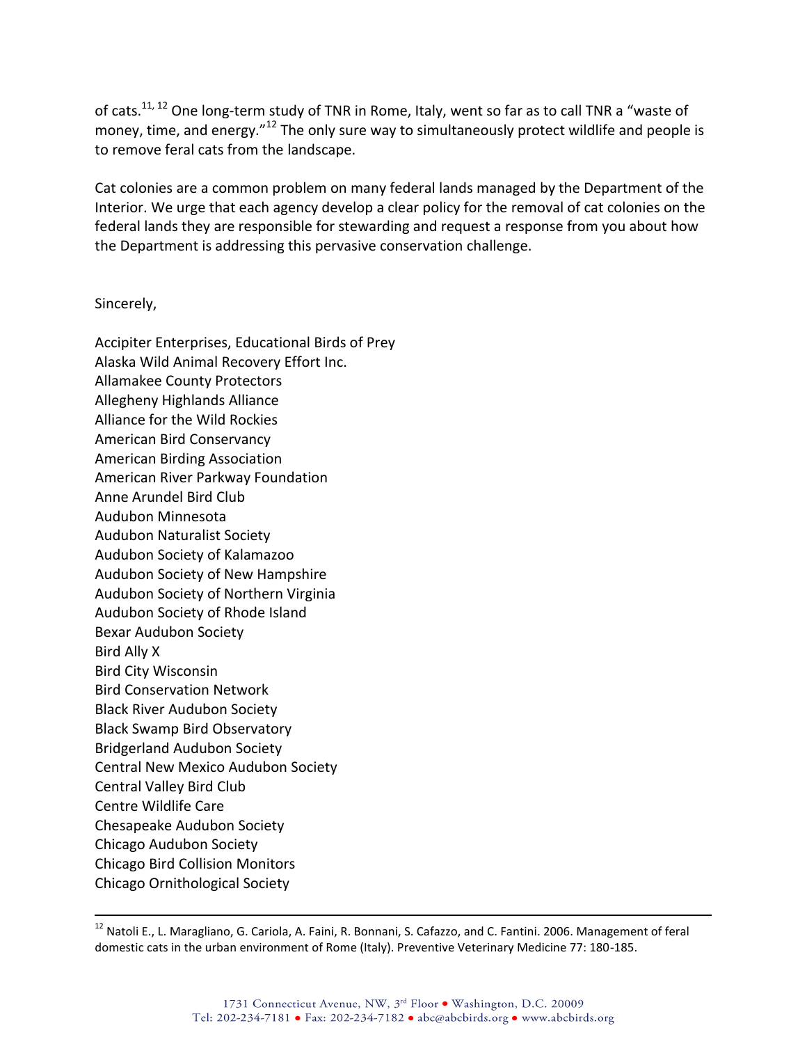of cats.[11, 12] One long-term study of TNR in Rome, Italy, went so far as to call TNR a "waste of money, time, and energy."[12] The only sure way to simultaneously protect wildlife and people is to remove feral cats from the landscape.

Cat colonies are a common problem on many federal lands managed by the Department of the Interior. We urge that each agency develop a clear policy for the removal of cat colonies on the federal lands they are responsible for stewarding and request a response from you about how the Department is addressing this pervasive conservation challenge.

Sincerely,

Accipiter Enterprises, Educational Birds of Prey
Alaska Wild Animal Recovery Effort Inc.
Allamakee County Protectors
Allegheny Highlands Alliance
Alliance for the Wild Rockies
American Bird Conservancy
American Birding Association
American River Parkway Foundation
Anne Arundel Bird Club
Audubon Minnesota
Audubon Naturalist Society
Audubon Society of Kalamazoo
Audubon Society of New Hampshire
Audubon Society of Northern Virginia
Audubon Society of Rhode Island
Bexar Audubon Society
Bird Ally X
Bird City Wisconsin
Bird Conservation Network
Black River Audubon Society
Black Swamp Bird Observatory
Bridgerland Audubon Society
Central New Mexico Audubon Society
Central Valley Bird Club
Centre Wildlife Care
Chesapeake Audubon Society
Chicago Audubon Society
Chicago Bird Collision Monitors
Chicago Ornithological Society

---

[12] Natoli E., L. Maragliano, G. Cariola, A. Faini, R. Bonnani, S. Cafazzo, and C. Fantini. 2006. Management of feral domestic cats in the urban environment of Rome (Italy). Preventive Veterinary Medicine 77: 180-185.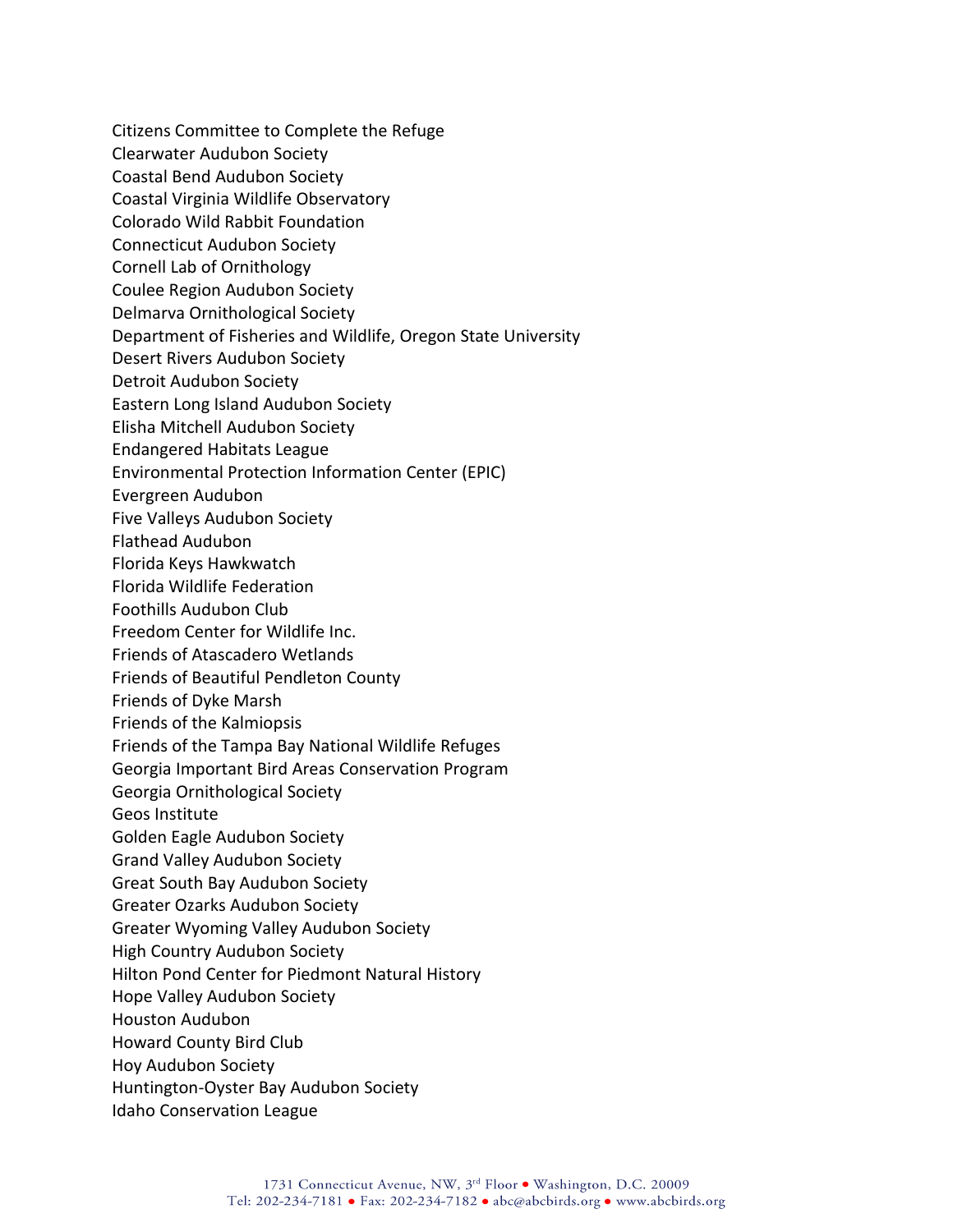Citizens Committee to Complete the Refuge
Clearwater Audubon Society
Coastal Bend Audubon Society
Coastal Virginia Wildlife Observatory
Colorado Wild Rabbit Foundation
Connecticut Audubon Society
Cornell Lab of Ornithology
Coulee Region Audubon Society
Delmarva Ornithological Society
Department of Fisheries and Wildlife, Oregon State University
Desert Rivers Audubon Society
Detroit Audubon Society
Eastern Long Island Audubon Society
Elisha Mitchell Audubon Society
Endangered Habitats League
Environmental Protection Information Center (EPIC)
Evergreen Audubon
Five Valleys Audubon Society
Flathead Audubon
Florida Keys Hawkwatch
Florida Wildlife Federation
Foothills Audubon Club
Freedom Center for Wildlife Inc.
Friends of Atascadero Wetlands
Friends of Beautiful Pendleton County
Friends of Dyke Marsh
Friends of the Kalmiopsis
Friends of the Tampa Bay National Wildlife Refuges
Georgia Important Bird Areas Conservation Program
Georgia Ornithological Society
Geos Institute
Golden Eagle Audubon Society
Grand Valley Audubon Society
Great South Bay Audubon Society
Greater Ozarks Audubon Society
Greater Wyoming Valley Audubon Society
High Country Audubon Society
Hilton Pond Center for Piedmont Natural History
Hope Valley Audubon Society
Houston Audubon
Howard County Bird Club
Hoy Audubon Society
Huntington-Oyster Bay Audubon Society
Idaho Conservation League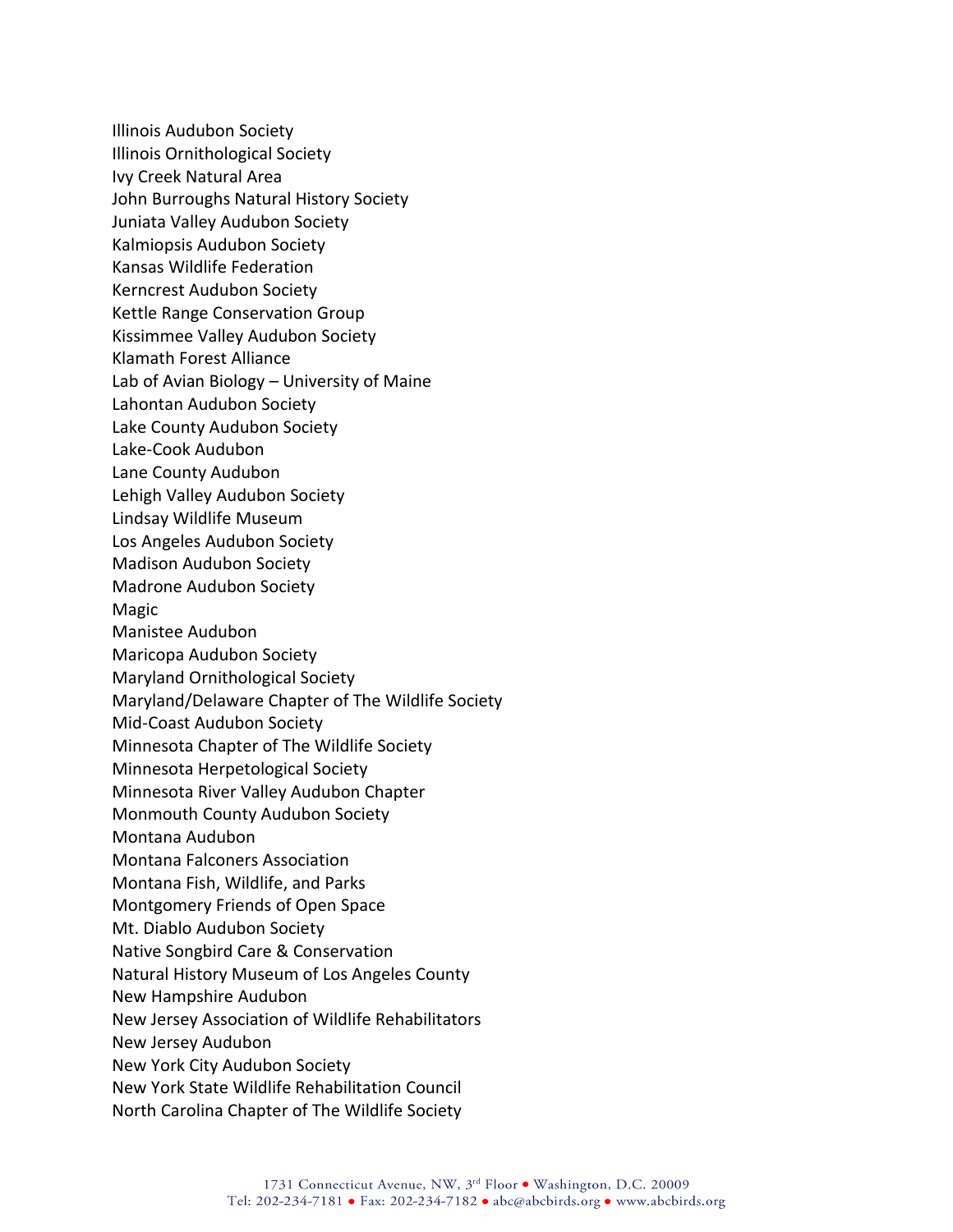Illinois Audubon Society
Illinois Ornithological Society
Ivy Creek Natural Area
John Burroughs Natural History Society
Juniata Valley Audubon Society
Kalmiopsis Audubon Society
Kansas Wildlife Federation
Kerncrest Audubon Society
Kettle Range Conservation Group
Kissimmee Valley Audubon Society
Klamath Forest Alliance
Lab of Avian Biology – University of Maine
Lahontan Audubon Society
Lake County Audubon Society
Lake-Cook Audubon
Lane County Audubon
Lehigh Valley Audubon Society
Lindsay Wildlife Museum
Los Angeles Audubon Society
Madison Audubon Society
Madrone Audubon Society
Magic
Manistee Audubon
Maricopa Audubon Society
Maryland Ornithological Society
Maryland/Delaware Chapter of The Wildlife Society
Mid-Coast Audubon Society
Minnesota Chapter of The Wildlife Society
Minnesota Herpetological Society
Minnesota River Valley Audubon Chapter
Monmouth County Audubon Society
Montana Audubon
Montana Falconers Association
Montana Fish, Wildlife, and Parks
Montgomery Friends of Open Space
Mt. Diablo Audubon Society
Native Songbird Care & Conservation
Natural History Museum of Los Angeles County
New Hampshire Audubon
New Jersey Association of Wildlife Rehabilitators
New Jersey Audubon
New York City Audubon Society
New York State Wildlife Rehabilitation Council
North Carolina Chapter of The Wildlife Society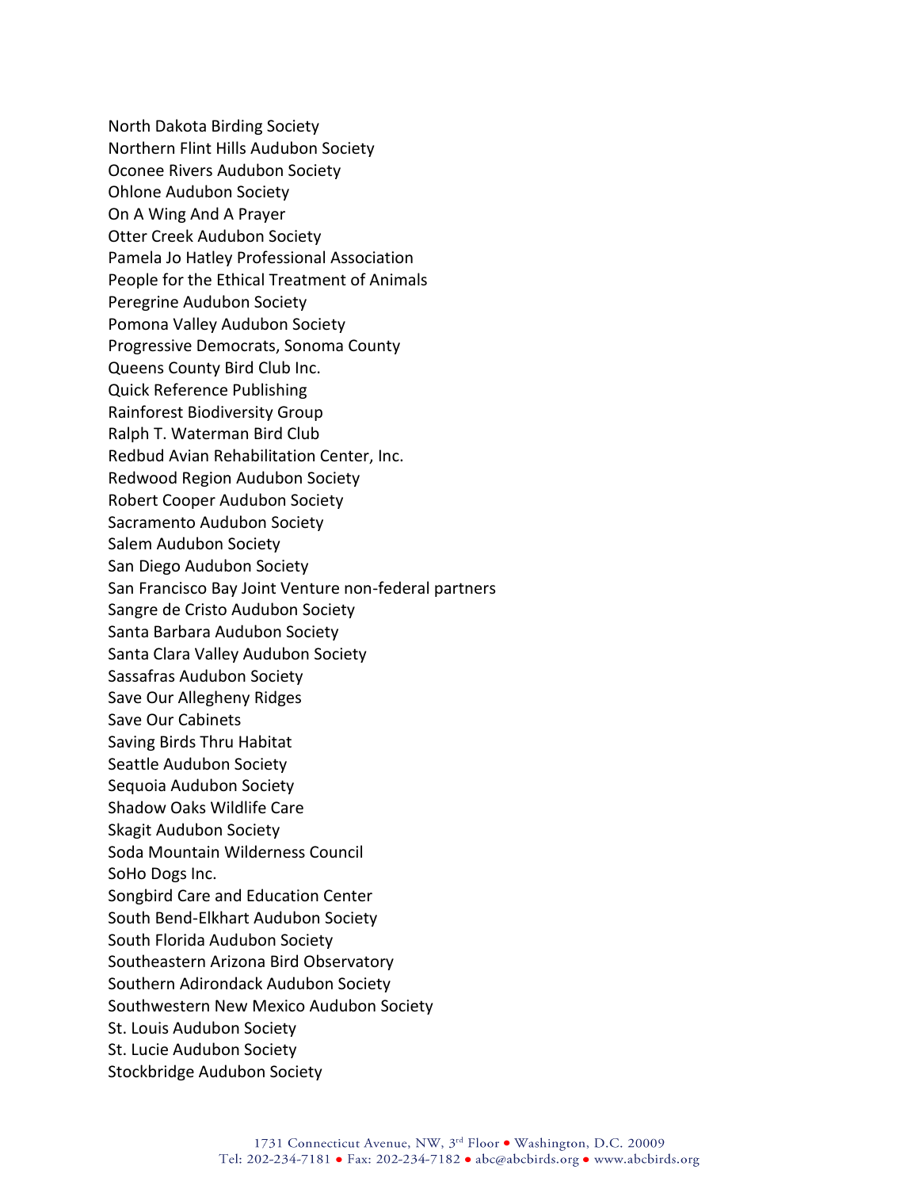North Dakota Birding Society
Northern Flint Hills Audubon Society
Oconee Rivers Audubon Society
Ohlone Audubon Society
On A Wing And A Prayer
Otter Creek Audubon Society
Pamela Jo Hatley Professional Association
People for the Ethical Treatment of Animals
Peregrine Audubon Society
Pomona Valley Audubon Society
Progressive Democrats, Sonoma County
Queens County Bird Club Inc.
Quick Reference Publishing
Rainforest Biodiversity Group
Ralph T. Waterman Bird Club
Redbud Avian Rehabilitation Center, Inc.
Redwood Region Audubon Society
Robert Cooper Audubon Society
Sacramento Audubon Society
Salem Audubon Society
San Diego Audubon Society
San Francisco Bay Joint Venture non-federal partners
Sangre de Cristo Audubon Society
Santa Barbara Audubon Society
Santa Clara Valley Audubon Society
Sassafras Audubon Society
Save Our Allegheny Ridges
Save Our Cabinets
Saving Birds Thru Habitat
Seattle Audubon Society
Sequoia Audubon Society
Shadow Oaks Wildlife Care
Skagit Audubon Society
Soda Mountain Wilderness Council
SoHo Dogs Inc.
Songbird Care and Education Center
South Bend-Elkhart Audubon Society
South Florida Audubon Society
Southeastern Arizona Bird Observatory
Southern Adirondack Audubon Society
Southwestern New Mexico Audubon Society
St. Louis Audubon Society
St. Lucie Audubon Society
Stockbridge Audubon Society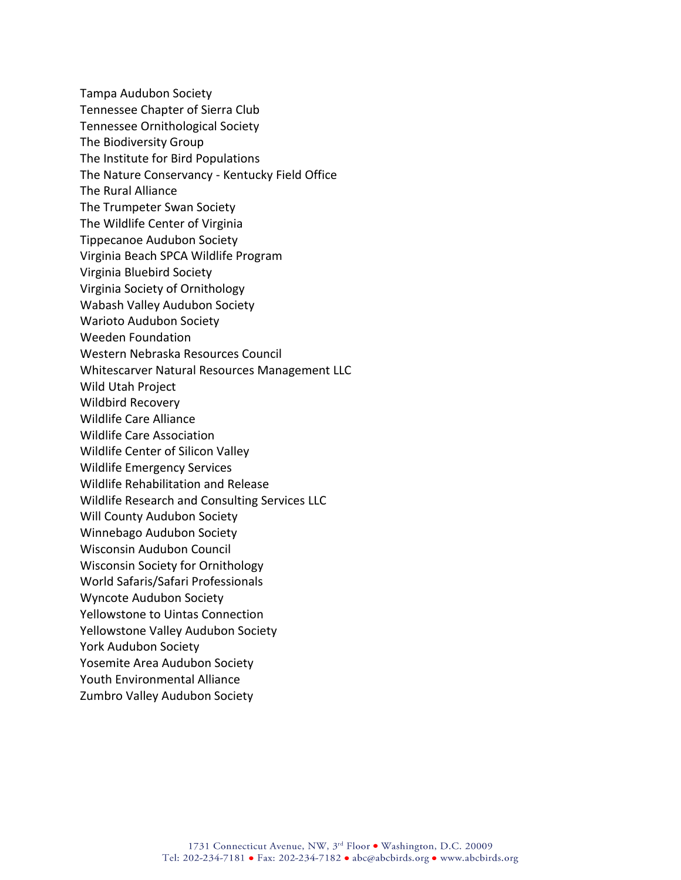Tampa Audubon Society
Tennessee Chapter of Sierra Club
Tennessee Ornithological Society
The Biodiversity Group
The Institute for Bird Populations
The Nature Conservancy - Kentucky Field Office
The Rural Alliance
The Trumpeter Swan Society
The Wildlife Center of Virginia
Tippecanoe Audubon Society
Virginia Beach SPCA Wildlife Program
Virginia Bluebird Society
Virginia Society of Ornithology
Wabash Valley Audubon Society
Warioto Audubon Society
Weeden Foundation
Western Nebraska Resources Council
Whitescarver Natural Resources Management LLC
Wild Utah Project
Wildbird Recovery
Wildlife Care Alliance
Wildlife Care Association
Wildlife Center of Silicon Valley
Wildlife Emergency Services
Wildlife Rehabilitation and Release
Wildlife Research and Consulting Services LLC
Will County Audubon Society
Winnebago Audubon Society
Wisconsin Audubon Council
Wisconsin Society for Ornithology
World Safaris/Safari Professionals
Wyncote Audubon Society
Yellowstone to Uintas Connection
Yellowstone Valley Audubon Society
York Audubon Society
Yosemite Area Audubon Society
Youth Environmental Alliance
Zumbro Valley Audubon Society